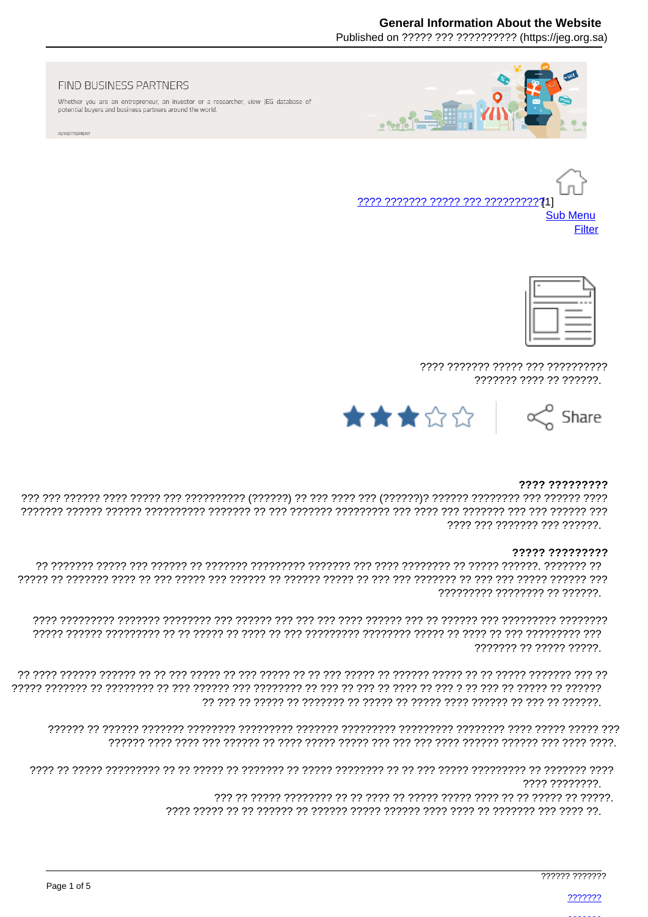FIND BUSINESS PARTNERS

Whether you are an entrepreneur, an investor or a researcher, view JEG database of potential buyers and business partners around the world.

ADVERTISMENT

???? ??????? ????? ??? ??????????[1]
Sub Menu
Filter

???? ??????? ????? ??? ??????????
??????? ???? ?? ??????.

Share

**???? ?????????**

??? ??? ?????? ???? ????? ??? ?????????? (??????) ?? ??? ???? ??? (??????)? ?????? ???????? ??? ?????? ???? ??????? ?????? ?????? ?????????? ??????? ?? ??? ??????? ????????? ??? ???? ??? ??????? ??? ??? ?????? ??? ???? ??? ??????? ??? ??????.

**????? ?????????**

?? ??????? ????? ??? ?????? ?? ??????? ????????? ??????? ??? ???? ???????? ?? ????? ??????. ??????? ?? ????? ?? ??????? ???? ?? ??? ????? ??? ?????? ?? ?????? ????? ?? ??? ??? ??????? ?? ??? ??? ????? ?????? ??? ????????? ???????? ?? ??????.

???? ????????? ??????? ???????? ??? ?????? ??? ??? ??? ???? ?????? ??? ?? ?????? ??? ????????? ???????? ????? ?????? ????????? ?? ?? ????? ?? ???? ?? ??? ????????? ???????? ????? ?? ???? ?? ??? ????????? ??? ??????? ?? ????? ?????.

?? ???? ?????? ?????? ?? ?? ??? ????? ?? ??? ????? ?? ?? ??? ????? ?? ?????? ????? ?? ?? ????? ??????? ??? ?? ????? ??????? ?? ???????? ?? ??? ?????? ??? ???????? ?? ??? ?? ??? ?? ???? ?? ??? ? ?? ??? ?? ????? ?? ?????? ?? ??? ?? ????? ?? ??????? ?? ????? ?? ????? ???? ?????? ?? ??? ?? ??????.

?????? ?? ?????? ??????? ???????? ????????? ??????? ????????? ????????? ???????? ???? ????? ????? ??? ?????? ???? ???? ??? ?????? ?? ???? ????? ????? ??? ??? ??? ???? ?????? ?????? ??? ???? ????.

???? ?? ????? ????????? ?? ?? ????? ?? ??????? ?? ????? ???????? ?? ?? ??? ????? ????????? ?? ??????? ???? ???? ????????.
??? ?? ????? ???????? ?? ?? ???? ?? ????? ????? ???? ?? ?? ????? ?? ?????.
???? ????? ?? ?? ?????? ?? ?????? ????? ?????? ???? ???? ?? ??????? ??? ???? ??.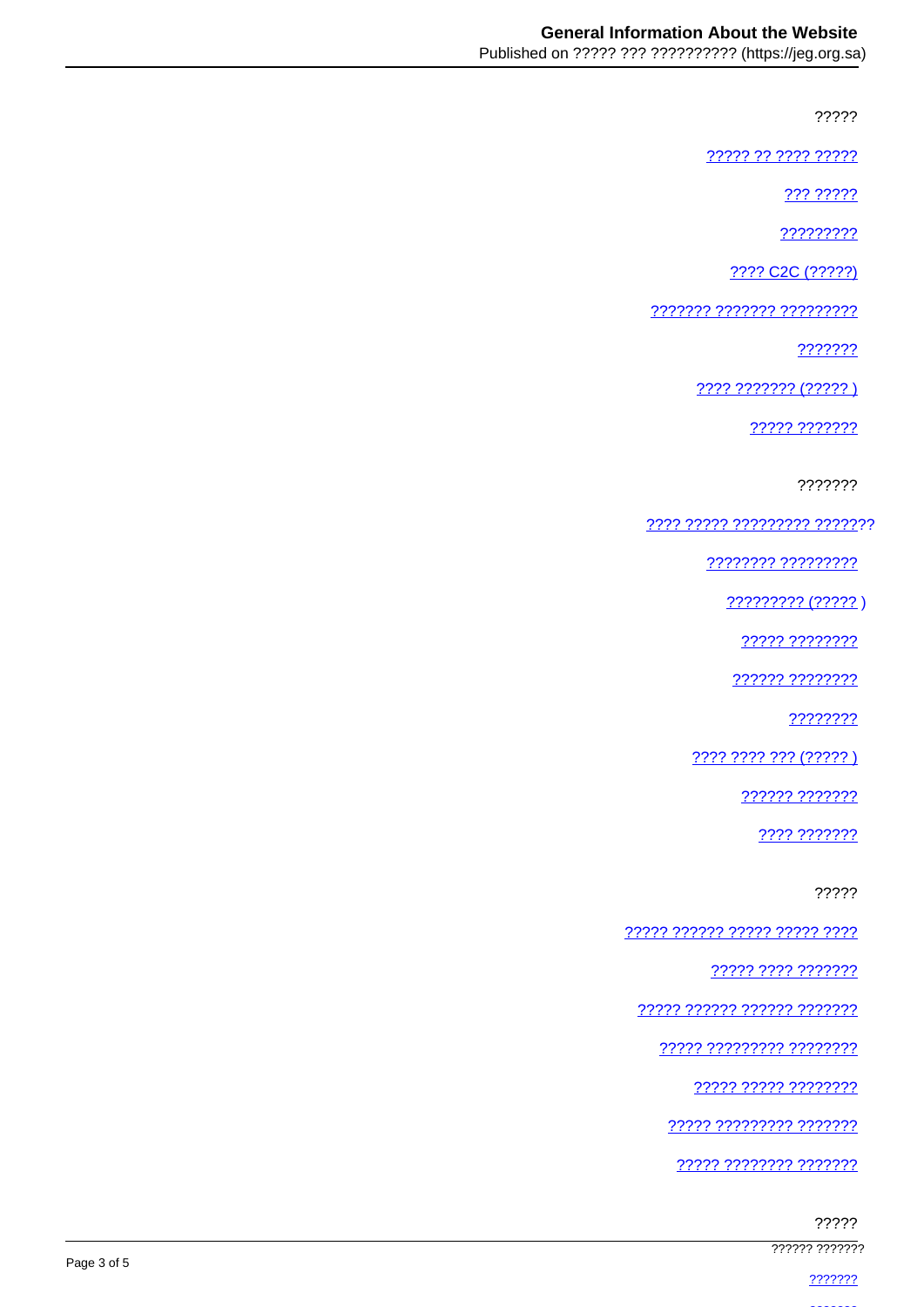?????

[????? ?? ???? ?????]

[??? ?????]

[?????????]

[???? C2C (?????)]

[??????? ??????? ?????????]

[???????]

[???? ??????? (????? )]

[????? ???????]

???????

[???? ????? ????????? ???????]

[???????? ?????????]

[????????? (????? )]

[????? ????????]

[?????? ????????]

[????????]

[???? ???? ??? (????? )]

[?????? ???????]

[???? ???????]

?????

[????? ?????? ????? ????? ????]

[????? ???? ???????]

[????? ?????? ?????? ???????]

[????? ????????? ????????]

[????? ????? ????????]

[????? ????????? ???????]

[????? ???????? ???????]

?????

?????? ???????

[???????]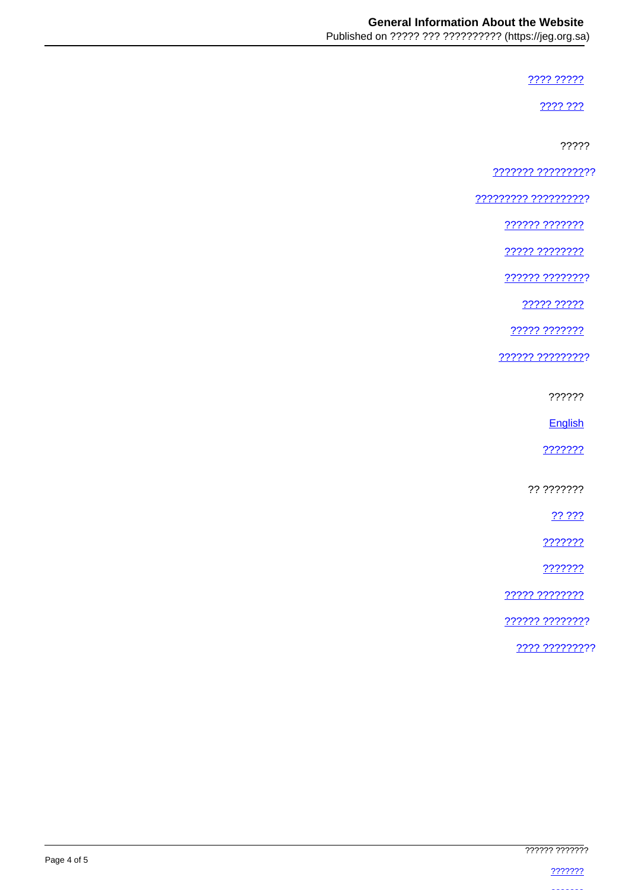???? ?????

???? ???

?????

??????? ??????????

????????? ??????????

?????? ???????

????? ????????

?????? ????????

????? ?????

????? ???????

?????? ?????????

??????

English

???????

?? ???????

?? ???

???????

???????

????? ????????

?????? ????????

???? ?????????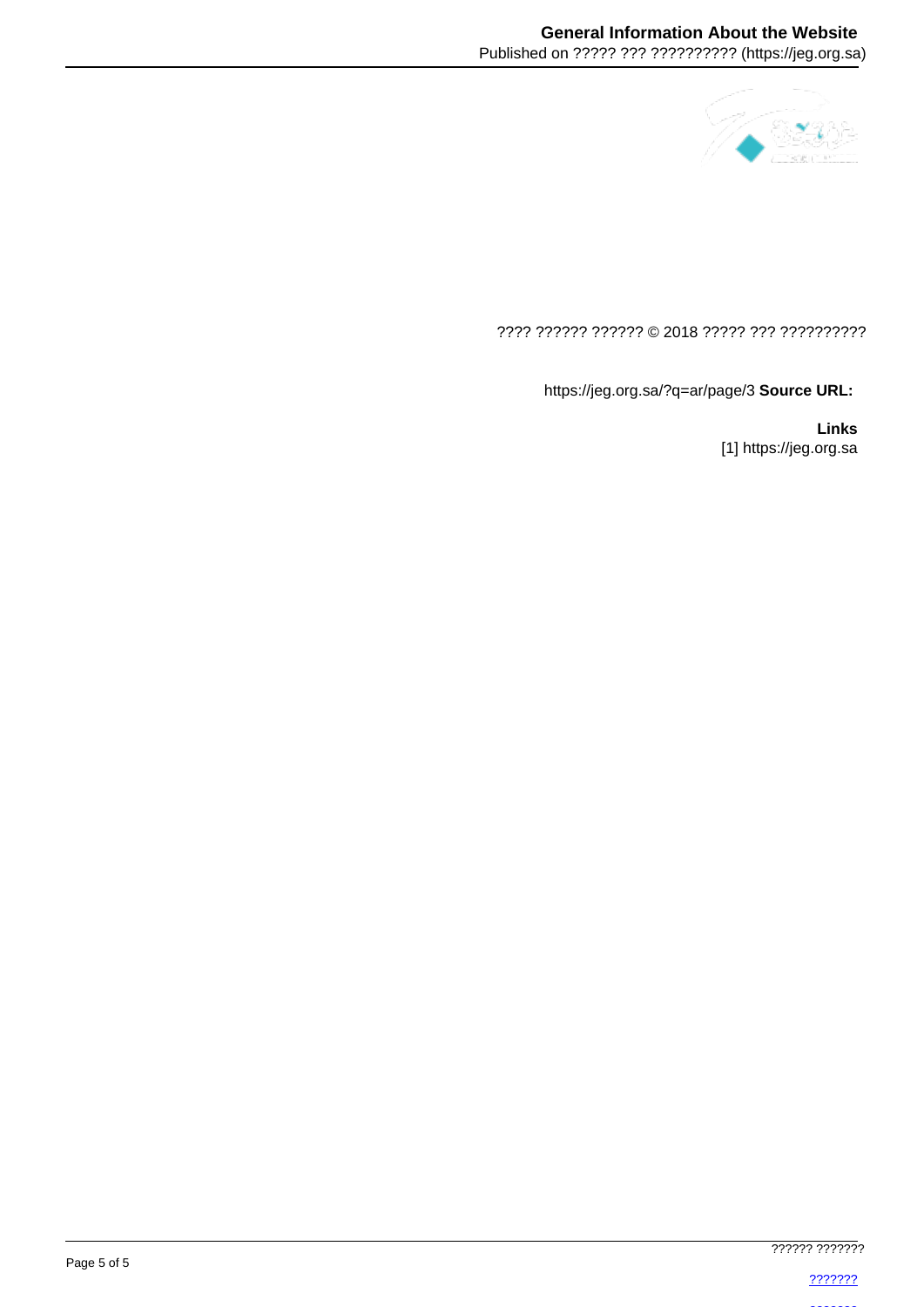???? ?????? ?????? © 2018 ????? ??? ??????????

https://jeg.org.sa/?q=ar/page/3 **Source URL:**

**Links**
[1] https://jeg.org.sa

?????? ???????

???????